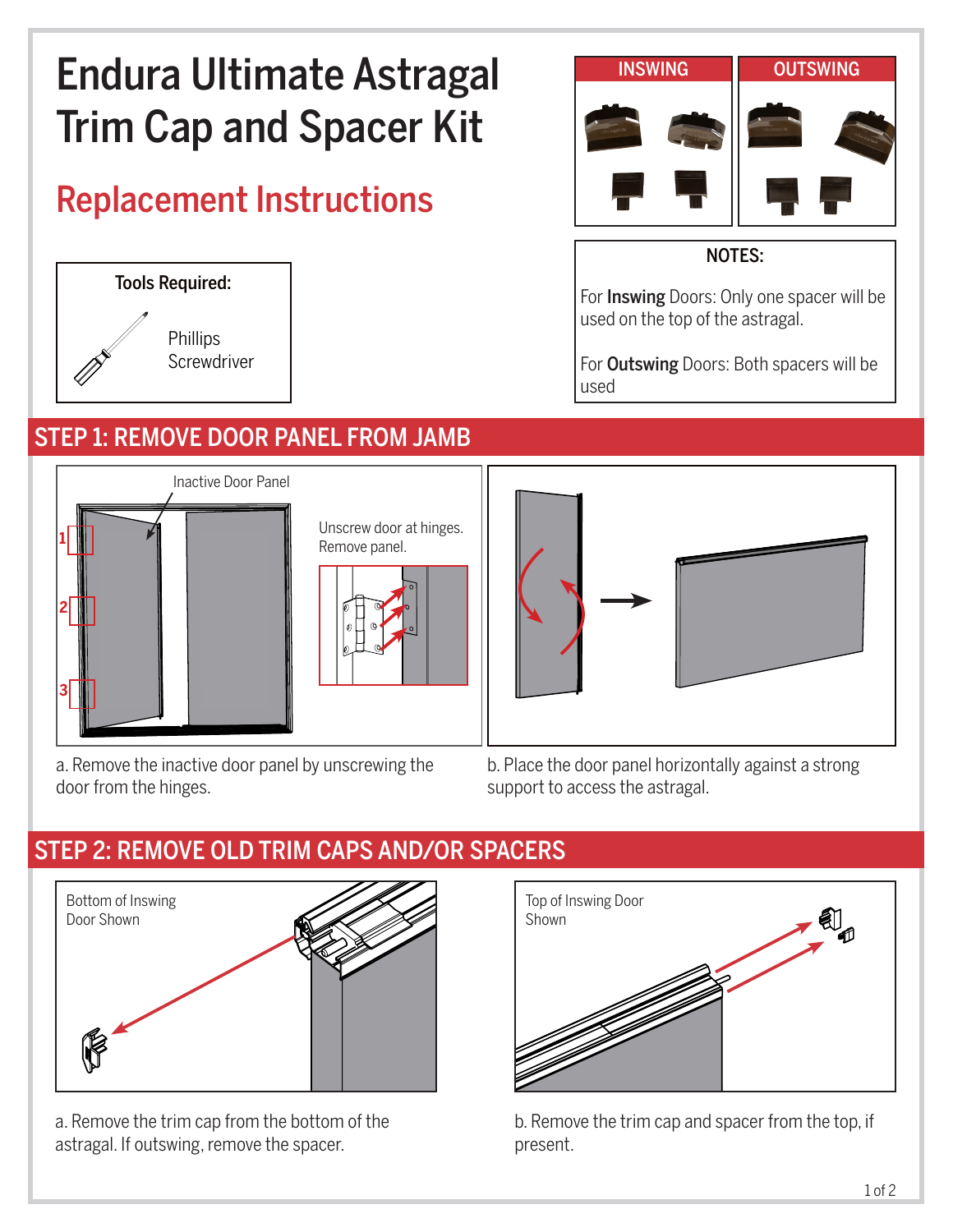# Endura Ultimate Astragal Trim Cap and Spacer Kit

## Replacement Instructions

**Tools Required:**

Phillips Screwdriver

INSWING

OUTSWING

**NOTES:**

For **Inswing** Doors: Only one spacer will be used on the top of the astragal.

For **Outswing** Doors: Both spacers will be used

## STEP 1: REMOVE DOOR PANEL FROM JAMB

Inactive Door Panel

1

2

3

Unscrew door at hinges. Remove panel.

a. Remove the inactive door panel by unscrewing the door from the hinges.

b. Place the door panel horizontally against a strong support to access the astragal.

## STEP 2: REMOVE OLD TRIM CAPS AND/OR SPACERS

Bottom of Inswing Door Shown

a. Remove the trim cap from the bottom of the astragal. If outswing, remove the spacer.

Top of Inswing Door Shown

b. Remove the trim cap and spacer from the top, if present.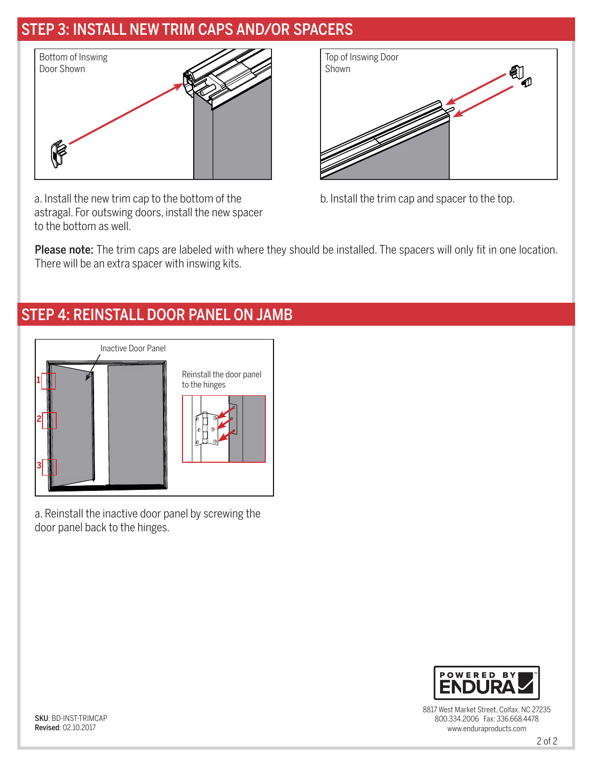## STEP 3: INSTALL NEW TRIM CAPS AND/OR SPACERS

Bottom of Inswing Door Shown

Top of Inswing Door Shown

a. Install the new trim cap to the bottom of the astragal. For outswing doors, install the new spacer to the bottom as well.

b. Install the trim cap and spacer to the top.

**Please note:** The trim caps are labeled with where they should be installed. The spacers will only fit in one location. There will be an extra spacer with inswing kits.

## STEP 4: REINSTALL DOOR PANEL ON JAMB

Inactive Door Panel

1

2

3

Reinstall the door panel to the hinges

a. Reinstall the inactive door panel by screwing the door panel back to the hinges.

POWERED BY ENDURA

8817 West Market Street, Colfax, NC 27235
800.334.2006 Fax: 336.668.4478
www.enduraproducts.com

**SKU**: BD-INST-TRIMCAP
**Revised**: 02.10.2017